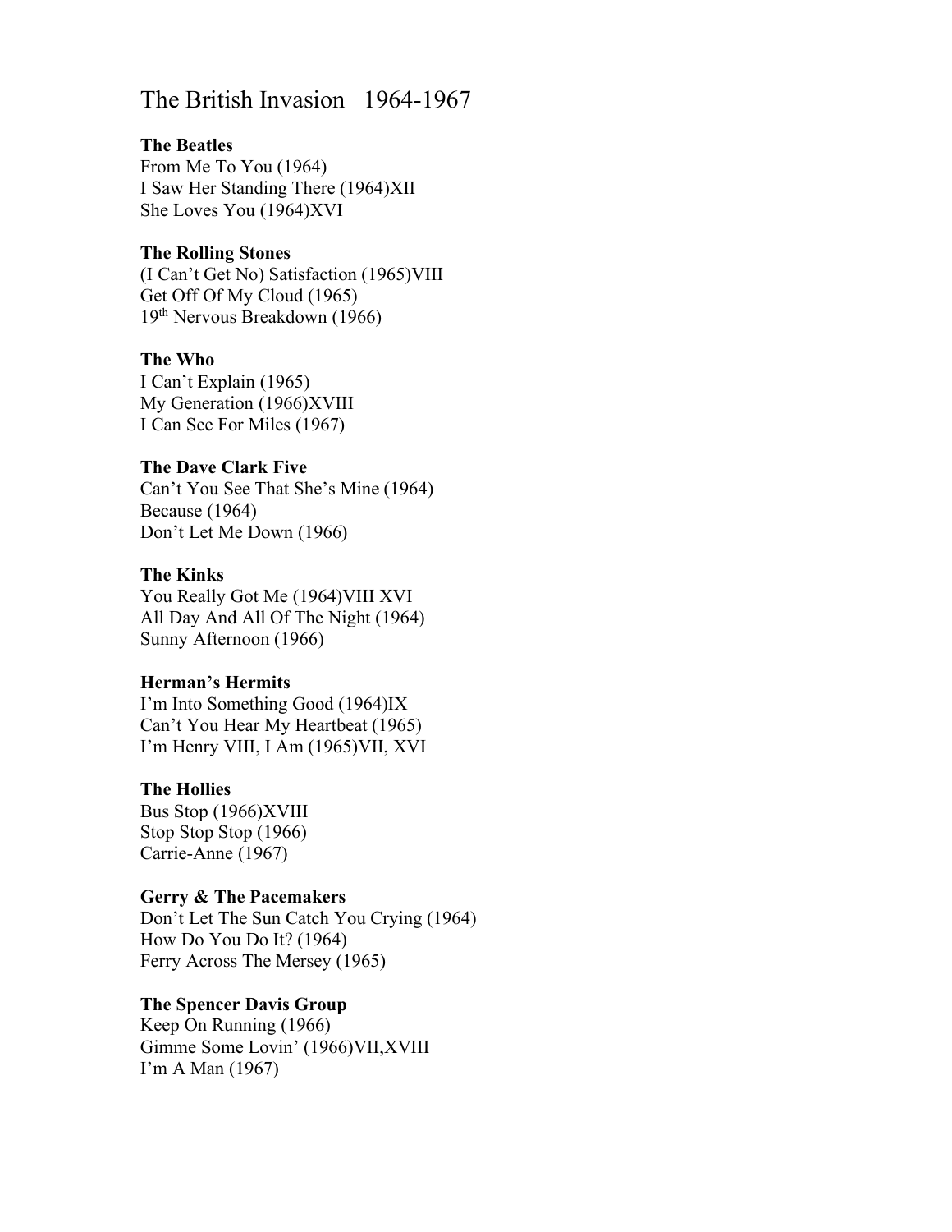# The British Invasion 1964-1967

**The Beatles**
From Me To You (1964)
I Saw Her Standing There (1964)XII
She Loves You (1964)XVI

**The Rolling Stones**
(I Can't Get No) Satisfaction (1965)VIII
Get Off Of My Cloud (1965)
19th Nervous Breakdown (1966)

**The Who**
I Can't Explain (1965)
My Generation (1966)XVIII
I Can See For Miles (1967)

**The Dave Clark Five**
Can't You See That She's Mine (1964)
Because (1964)
Don't Let Me Down (1966)

**The Kinks**
You Really Got Me (1964)VIII XVI
All Day And All Of The Night (1964)
Sunny Afternoon (1966)

**Herman's Hermits**
I'm Into Something Good (1964)IX
Can't You Hear My Heartbeat (1965)
I'm Henry VIII, I Am (1965)VII, XVI

**The Hollies**
Bus Stop (1966)XVIII
Stop Stop Stop (1966)
Carrie-Anne (1967)

**Gerry & The Pacemakers**
Don't Let The Sun Catch You Crying (1964)
How Do You Do It? (1964)
Ferry Across The Mersey (1965)

**The Spencer Davis Group**
Keep On Running (1966)
Gimme Some Lovin' (1966)VII,XVIII
I'm A Man (1967)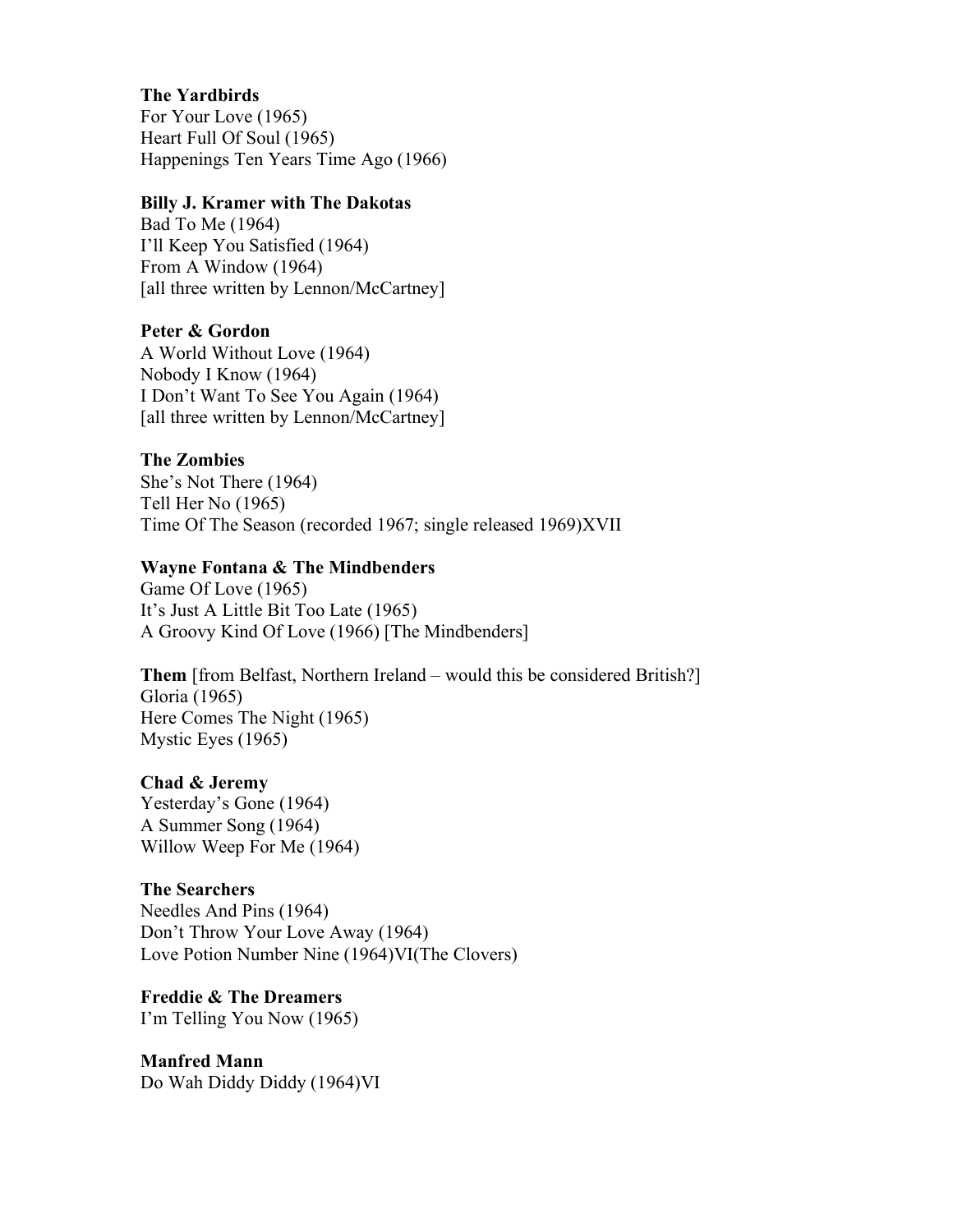**The Yardbirds**
For Your Love (1965)
Heart Full Of Soul (1965)
Happenings Ten Years Time Ago (1966)

**Billy J. Kramer with The Dakotas**
Bad To Me (1964)
I'll Keep You Satisfied (1964)
From A Window (1964)
[all three written by Lennon/McCartney]

**Peter & Gordon**
A World Without Love (1964)
Nobody I Know (1964)
I Don't Want To See You Again (1964)
[all three written by Lennon/McCartney]

**The Zombies**
She's Not There (1964)
Tell Her No (1965)
Time Of The Season (recorded 1967; single released 1969)XVII

**Wayne Fontana & The Mindbenders**
Game Of Love (1965)
It's Just A Little Bit Too Late (1965)
A Groovy Kind Of Love (1966) [The Mindbenders]

**Them** [from Belfast, Northern Ireland – would this be considered British?]
Gloria (1965)
Here Comes The Night (1965)
Mystic Eyes (1965)

**Chad & Jeremy**
Yesterday's Gone (1964)
A Summer Song (1964)
Willow Weep For Me (1964)

**The Searchers**
Needles And Pins (1964)
Don't Throw Your Love Away (1964)
Love Potion Number Nine (1964)VI(The Clovers)

**Freddie & The Dreamers**
I'm Telling You Now (1965)

**Manfred Mann**
Do Wah Diddy Diddy (1964)VI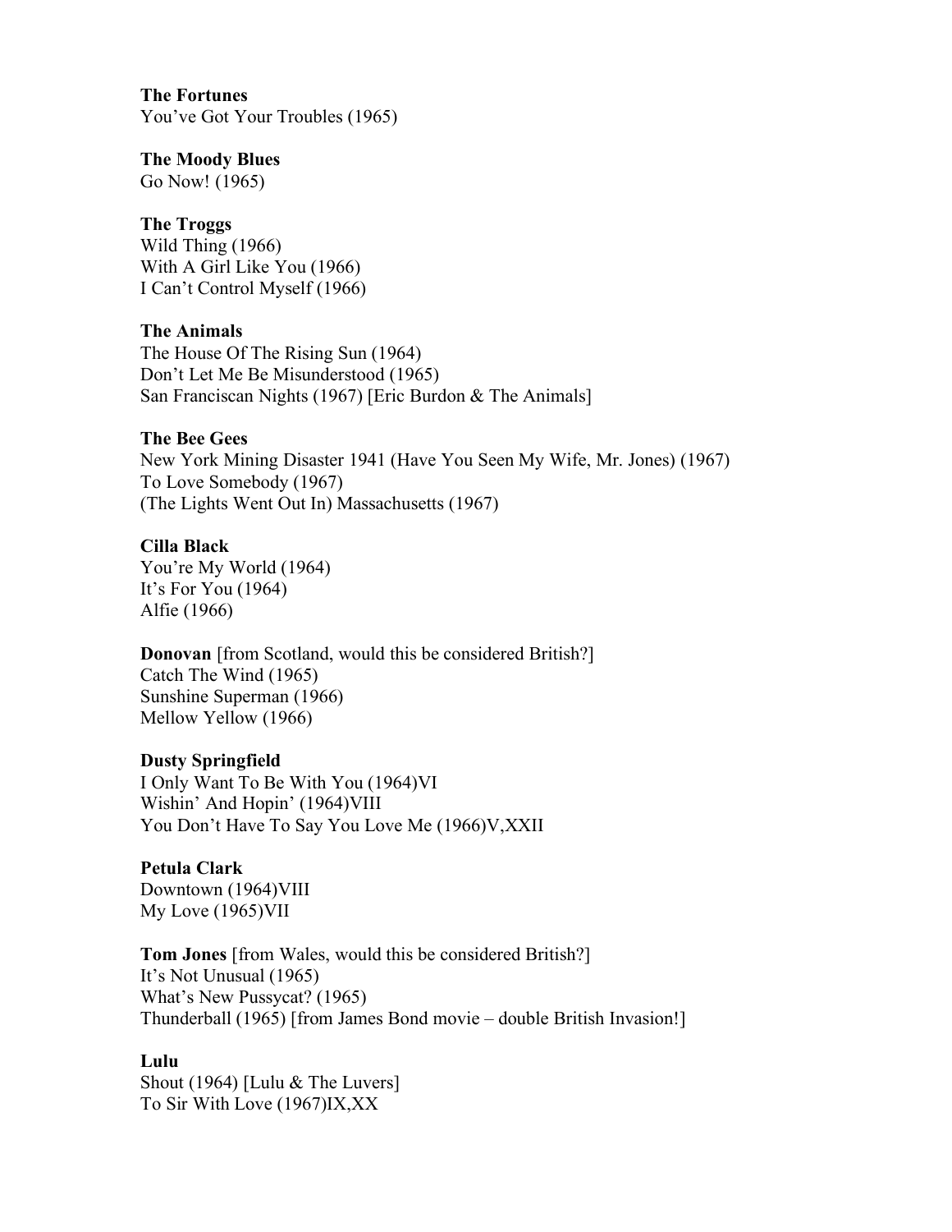**The Fortunes**
You've Got Your Troubles (1965)

**The Moody Blues**
Go Now! (1965)

**The Troggs**
Wild Thing (1966)
With A Girl Like You (1966)
I Can't Control Myself (1966)

**The Animals**
The House Of The Rising Sun (1964)
Don't Let Me Be Misunderstood (1965)
San Franciscan Nights (1967) [Eric Burdon & The Animals]

**The Bee Gees**
New York Mining Disaster 1941 (Have You Seen My Wife, Mr. Jones) (1967)
To Love Somebody (1967)
(The Lights Went Out In) Massachusetts (1967)

**Cilla Black**
You're My World (1964)
It's For You (1964)
Alfie (1966)

**Donovan** [from Scotland, would this be considered British?]
Catch The Wind (1965)
Sunshine Superman (1966)
Mellow Yellow (1966)

**Dusty Springfield**
I Only Want To Be With You (1964)VI
Wishin' And Hopin' (1964)VIII
You Don't Have To Say You Love Me (1966)V,XXII

**Petula Clark**
Downtown (1964)VIII
My Love (1965)VII

**Tom Jones** [from Wales, would this be considered British?]
It's Not Unusual (1965)
What's New Pussycat? (1965)
Thunderball (1965) [from James Bond movie – double British Invasion!]

**Lulu**
Shout (1964) [Lulu & The Luvers]
To Sir With Love (1967)IX,XX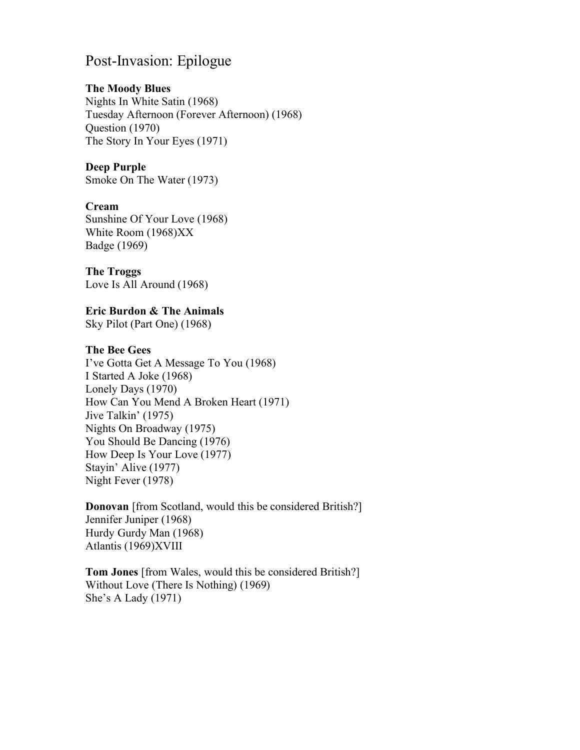# Post-Invasion: Epilogue

**The Moody Blues**
Nights In White Satin (1968)
Tuesday Afternoon (Forever Afternoon) (1968)
Question (1970)
The Story In Your Eyes (1971)

**Deep Purple**
Smoke On The Water (1973)

**Cream**
Sunshine Of Your Love (1968)
White Room (1968)XX
Badge (1969)

**The Troggs**
Love Is All Around (1968)

**Eric Burdon & The Animals**
Sky Pilot (Part One) (1968)

**The Bee Gees**
I've Gotta Get A Message To You (1968)
I Started A Joke (1968)
Lonely Days (1970)
How Can You Mend A Broken Heart (1971)
Jive Talkin' (1975)
Nights On Broadway (1975)
You Should Be Dancing (1976)
How Deep Is Your Love (1977)
Stayin' Alive (1977)
Night Fever (1978)

**Donovan** [from Scotland, would this be considered British?]
Jennifer Juniper (1968)
Hurdy Gurdy Man (1968)
Atlantis (1969)XVIII

**Tom Jones** [from Wales, would this be considered British?]
Without Love (There Is Nothing) (1969)
She's A Lady (1971)